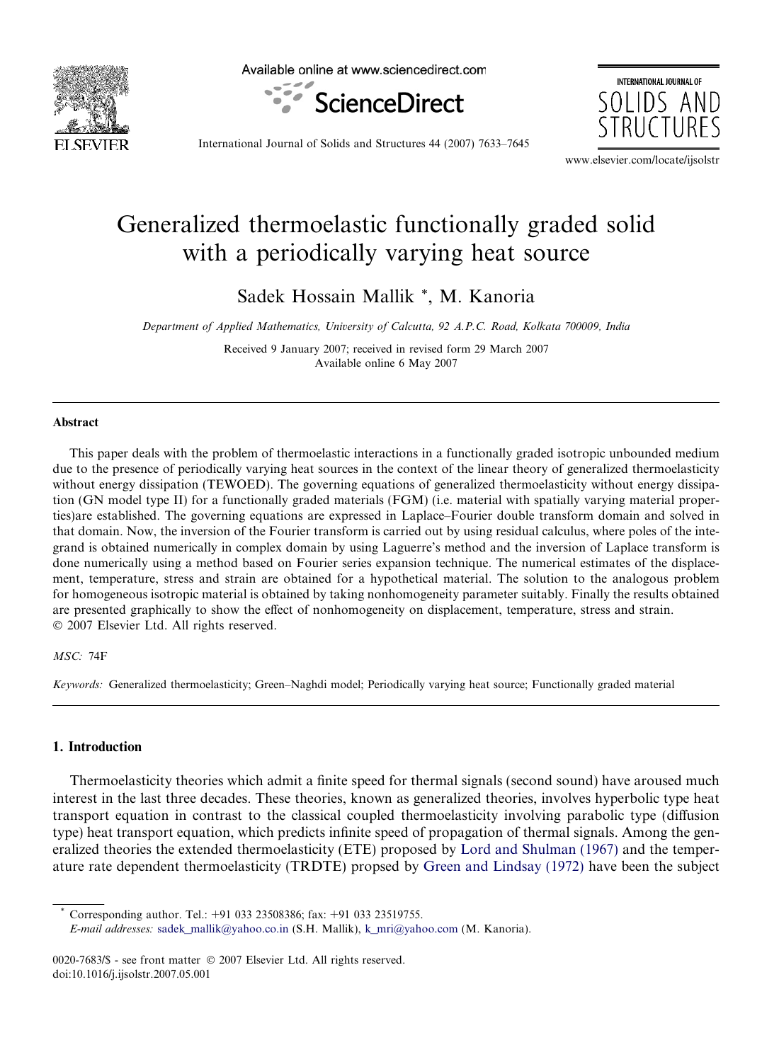# Generalized thermoelastic functionally graded solid with a periodically varying heat source

Sadek Hossain Mallik *, M. Kanoria

*Department of Applied Mathematics, University of Calcutta, 92 A.P.C. Road, Kolkata 700009, India*

Received 9 January 2007; received in revised form 29 March 2007
Available online 6 May 2007

## Abstract

This paper deals with the problem of thermoelastic interactions in a functionally graded isotropic unbounded medium due to the presence of periodically varying heat sources in the context of the linear theory of generalized thermoelasticity without energy dissipation (TEWOED). The governing equations of generalized thermoelasticity without energy dissipation (GN model type II) for a functionally graded materials (FGM) (i.e. material with spatially varying material properties)are established. The governing equations are expressed in Laplace–Fourier double transform domain and solved in that domain. Now, the inversion of the Fourier transform is carried out by using residual calculus, where poles of the integrand is obtained numerically in complex domain by using Laguerre's method and the inversion of Laplace transform is done numerically using a method based on Fourier series expansion technique. The numerical estimates of the displacement, temperature, stress and strain are obtained for a hypothetical material. The solution to the analogous problem for homogeneous isotropic material is obtained by taking nonhomogeneity parameter suitably. Finally the results obtained are presented graphically to show the effect of nonhomogeneity on displacement, temperature, stress and strain.
© 2007 Elsevier Ltd. All rights reserved.

*MSC:* 74F

*Keywords:* Generalized thermoelasticity; Green–Naghdi model; Periodically varying heat source; Functionally graded material

## 1. Introduction

Thermoelasticity theories which admit a finite speed for thermal signals (second sound) have aroused much interest in the last three decades. These theories, known as generalized theories, involves hyperbolic type heat transport equation in contrast to the classical coupled thermoelasticity involving parabolic type (diffusion type) heat transport equation, which predicts infinite speed of propagation of thermal signals. Among the generalized theories the extended thermoelasticity (ETE) proposed by Lord and Shulman (1967) and the temperature rate dependent thermoelasticity (TRDTE) propsed by Green and Lindsay (1972) have been the subject

---

* Corresponding author. Tel.: +91 033 23508386; fax: +91 033 23519755.
*E-mail addresses:* sadek_mallik@yahoo.co.in (S.H. Mallik), k_mri@yahoo.com (M. Kanoria).

0020-7683/$ - see front matter © 2007 Elsevier Ltd. All rights reserved.
doi:10.1016/j.ijsolstr.2007.05.001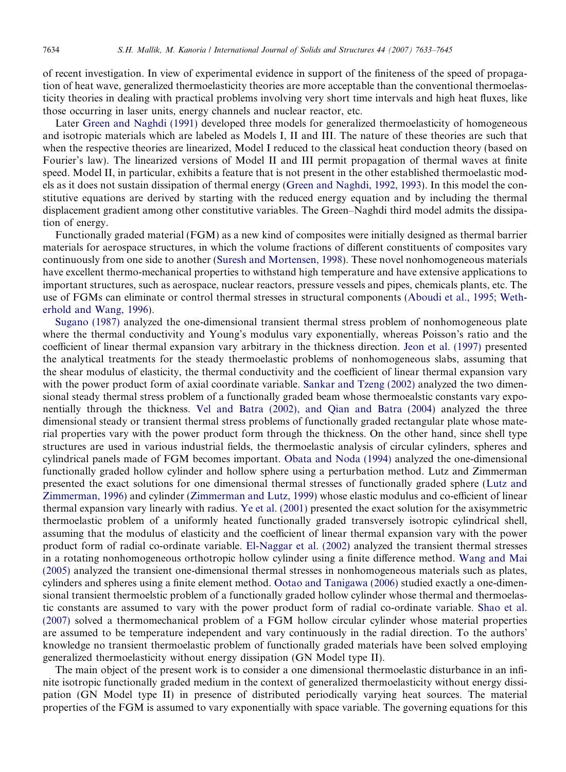of recent investigation. In view of experimental evidence in support of the finiteness of the speed of propagation of heat wave, generalized thermoelasticity theories are more acceptable than the conventional thermoelasticity theories in dealing with practical problems involving very short time intervals and high heat fluxes, like those occurring in laser units, energy channels and nuclear reactor, etc.

Later Green and Naghdi (1991) developed three models for generalized thermoelasticity of homogeneous and isotropic materials which are labeled as Models I, II and III. The nature of these theories are such that when the respective theories are linearized, Model I reduced to the classical heat conduction theory (based on Fourier's law). The linearized versions of Model II and III permit propagation of thermal waves at finite speed. Model II, in particular, exhibits a feature that is not present in the other established thermoelastic models as it does not sustain dissipation of thermal energy (Green and Naghdi, 1992, 1993). In this model the constitutive equations are derived by starting with the reduced energy equation and by including the thermal displacement gradient among other constitutive variables. The Green–Naghdi third model admits the dissipation of energy.

Functionally graded material (FGM) as a new kind of composites were initially designed as thermal barrier materials for aerospace structures, in which the volume fractions of different constituents of composites vary continuously from one side to another (Suresh and Mortensen, 1998). These novel nonhomogeneous materials have excellent thermo-mechanical properties to withstand high temperature and have extensive applications to important structures, such as aerospace, nuclear reactors, pressure vessels and pipes, chemicals plants, etc. The use of FGMs can eliminate or control thermal stresses in structural components (Aboudi et al., 1995; Wetherhold and Wang, 1996).

Sugano (1987) analyzed the one-dimensional transient thermal stress problem of nonhomogeneous plate where the thermal conductivity and Young's modulus vary exponentially, whereas Poisson's ratio and the coefficient of linear thermal expansion vary arbitrary in the thickness direction. Jeon et al. (1997) presented the analytical treatments for the steady thermoelastic problems of nonhomogeneous slabs, assuming that the shear modulus of elasticity, the thermal conductivity and the coefficient of linear thermal expansion vary with the power product form of axial coordinate variable. Sankar and Tzeng (2002) analyzed the two dimensional steady thermal stress problem of a functionally graded beam whose thermoealstic constants vary exponentially through the thickness. Vel and Batra (2002), and Qian and Batra (2004) analyzed the three dimensional steady or transient thermal stress problems of functionally graded rectangular plate whose material properties vary with the power product form through the thickness. On the other hand, since shell type structures are used in various industrial fields, the thermoelastic analysis of circular cylinders, spheres and cylindrical panels made of FGM becomes important. Obata and Noda (1994) analyzed the one-dimensional functionally graded hollow cylinder and hollow sphere using a perturbation method. Lutz and Zimmerman presented the exact solutions for one dimensional thermal stresses of functionally graded sphere (Lutz and Zimmerman, 1996) and cylinder (Zimmerman and Lutz, 1999) whose elastic modulus and co-efficient of linear thermal expansion vary linearly with radius. Ye et al. (2001) presented the exact solution for the axisymmetric thermoelastic problem of a uniformly heated functionally graded transversely isotropic cylindrical shell, assuming that the modulus of elasticity and the coefficient of linear thermal expansion vary with the power product form of radial co-ordinate variable. El-Naggar et al. (2002) analyzed the transient thermal stresses in a rotating nonhomogeneous orthotropic hollow cylinder using a finite difference method. Wang and Mai (2005) analyzed the transient one-dimensional thermal stresses in nonhomogeneous materials such as plates, cylinders and spheres using a finite element method. Ootao and Tanigawa (2006) studied exactly a one-dimensional transient thermoelstic problem of a functionally graded hollow cylinder whose thermal and thermoelastic constants are assumed to vary with the power product form of radial co-ordinate variable. Shao et al. (2007) solved a thermomechanical problem of a FGM hollow circular cylinder whose material properties are assumed to be temperature independent and vary continuously in the radial direction. To the authors' knowledge no transient thermoelastic problem of functionally graded materials have been solved employing generalized thermoelasticity without energy dissipation (GN Model type II).

The main object of the present work is to consider a one dimensional thermoelastic disturbance in an infinite isotropic functionally graded medium in the context of generalized thermoelasticity without energy dissipation (GN Model type II) in presence of distributed periodically varying heat sources. The material properties of the FGM is assumed to vary exponentially with space variable. The governing equations for this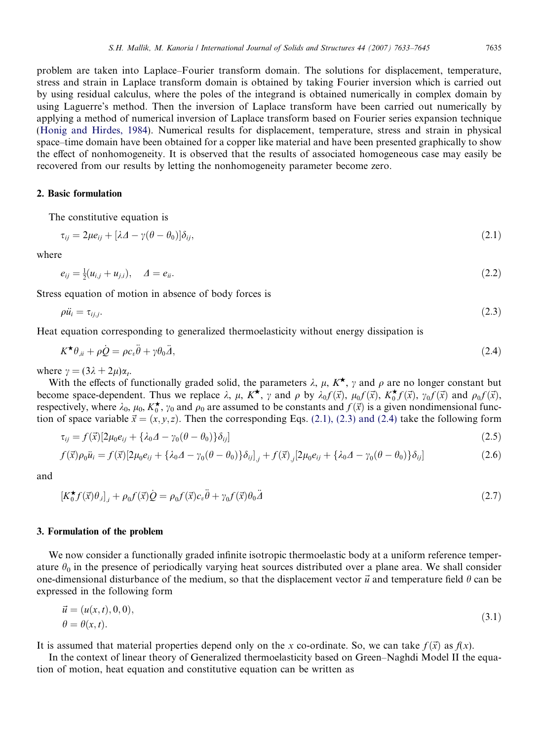problem are taken into Laplace–Fourier transform domain. The solutions for displacement, temperature, stress and strain in Laplace transform domain is obtained by taking Fourier inversion which is carried out by using residual calculus, where the poles of the integrand is obtained numerically in complex domain by using Laguerre's method. Then the inversion of Laplace transform have been carried out numerically by applying a method of numerical inversion of Laplace transform based on Fourier series expansion technique (Honig and Hirdes, 1984). Numerical results for displacement, temperature, stress and strain in physical space–time domain have been obtained for a copper like material and have been presented graphically to show the effect of nonhomogeneity. It is observed that the results of associated homogeneous case may easily be recovered from our results by letting the nonhomogeneity parameter become zero.

## 2. Basic formulation

The constitutive equation is

$$\tau_{ij} = 2\mu e_{ij} + [\lambda \Delta - \gamma(\theta - \theta_0)]\delta_{ij}, \tag{2.1}$$

where

$$e_{ij} = \tfrac{1}{2}(u_{i,j} + u_{j,i}), \quad \Delta = e_{ii}. \tag{2.2}$$

Stress equation of motion in absence of body forces is

$$\rho \ddot{u}_i = \tau_{ij,j}. \tag{2.3}$$

Heat equation corresponding to generalized thermoelasticity without energy dissipation is

$$K^{\star}\theta_{,ii} + \rho\dot{Q} = \rho c_v \ddot{\theta} + \gamma\theta_0\ddot{\Delta}, \tag{2.4}$$

where $\gamma = (3\lambda + 2\mu)\alpha_t$.

With the effects of functionally graded solid, the parameters $\lambda$, $\mu$, $K^{\star}$, $\gamma$ and $\rho$ are no longer constant but become space-dependent. Thus we replace $\lambda$, $\mu$, $K^{\star}$, $\gamma$ and $\rho$ by $\lambda_0 f(\vec{x})$, $\mu_0 f(\vec{x})$, $K_0^{\star} f(\vec{x})$, $\gamma_0 f(\vec{x})$ and $\rho_0 f(\vec{x})$, respectively, where $\lambda_0$, $\mu_0$, $K_0^{\star}$, $\gamma_0$ and $\rho_0$ are assumed to be constants and $f(\vec{x})$ is a given nondimensional function of space variable $\vec{x} = (x, y, z)$. Then the corresponding Eqs. (2.1), (2.3) and (2.4) take the following form

$$\tau_{ij} = f(\vec{x})[2\mu_0 e_{ij} + \{\lambda_0\Delta - \gamma_0(\theta - \theta_0)\}\delta_{ij}] \tag{2.5}$$

$$f(\vec{x})\rho_0\ddot{u}_i = f(\vec{x})[2\mu_0 e_{ij} + \{\lambda_0\Delta - \gamma_0(\theta - \theta_0)\}\delta_{ij}]_{,j} + f(\vec{x})_{,j}[2\mu_0 e_{ij} + \{\lambda_0\Delta - \gamma_0(\theta - \theta_0)\}\delta_{ij}] \tag{2.6}$$

and

$$[K_0^{\star} f(\vec{x})\theta_{,i}]_{,i} + \rho_0 f(\vec{x})\dot{Q} = \rho_0 f(\vec{x}) c_v \ddot{\theta} + \gamma_0 f(\vec{x})\theta_0\ddot{\Delta} \tag{2.7}$$

## 3. Formulation of the problem

We now consider a functionally graded infinite isotropic thermoelastic body at a uniform reference temperature $\theta_0$ in the presence of periodically varying heat sources distributed over a plane area. We shall consider one-dimensional disturbance of the medium, so that the displacement vector $\vec{u}$ and temperature field $\theta$ can be expressed in the following form

$$\begin{aligned} \vec{u} &= (u(x,t), 0, 0), \\ \theta &= \theta(x,t). \end{aligned} \tag{3.1}$$

It is assumed that material properties depend only on the $x$ co-ordinate. So, we can take $f(\vec{x})$ as $f(x)$.

In the context of linear theory of Generalized thermoelasticity based on Green–Naghdi Model II the equation of motion, heat equation and constitutive equation can be written as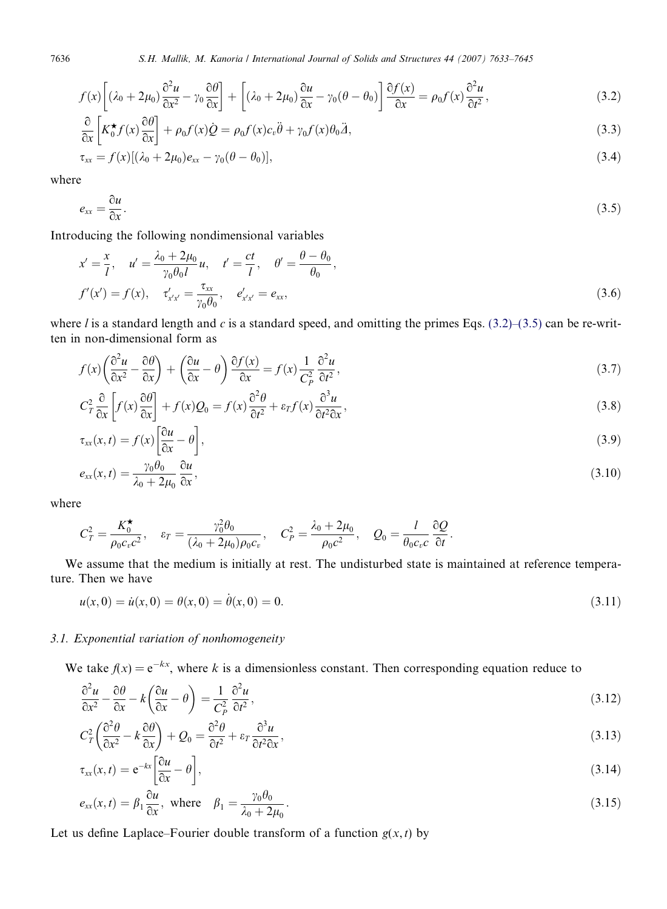$$f(x)\left[(\lambda_0 + 2\mu_0)\frac{\partial^2 u}{\partial x^2} - \gamma_0 \frac{\partial \theta}{\partial x}\right] + \left[(\lambda_0 + 2\mu_0)\frac{\partial u}{\partial x} - \gamma_0(\theta - \theta_0)\right]\frac{\partial f(x)}{\partial x} = \rho_0 f(x)\frac{\partial^2 u}{\partial t^2}, \tag{3.2}$$

$$\frac{\partial}{\partial x}\left[K_0^\star f(x)\frac{\partial \theta}{\partial x}\right] + \rho_0 f(x)\dot{Q} = \rho_0 f(x) c_v \ddot{\theta} + \gamma_0 f(x)\theta_0 \ddot{\Delta}, \tag{3.3}$$

$$\tau_{xx} = f(x)[(\lambda_0 + 2\mu_0)e_{xx} - \gamma_0(\theta - \theta_0)], \tag{3.4}$$

where

$$e_{xx} = \frac{\partial u}{\partial x}. \tag{3.5}$$

Introducing the following nondimensional variables

$$x' = \frac{x}{l}, \quad u' = \frac{\lambda_0 + 2\mu_0}{\gamma_0 \theta_0 l} u, \quad t' = \frac{ct}{l}, \quad \theta' = \frac{\theta - \theta_0}{\theta_0},$$
$$f'(x') = f(x), \quad \tau'_{x'x'} = \frac{\tau_{xx}}{\gamma_0 \theta_0}, \quad e'_{x'x'} = e_{xx}, \tag{3.6}$$

where $l$ is a standard length and $c$ is a standard speed, and omitting the primes Eqs. (3.2)–(3.5) can be re-written in non-dimensional form as

$$f(x)\left(\frac{\partial^2 u}{\partial x^2} - \frac{\partial \theta}{\partial x}\right) + \left(\frac{\partial u}{\partial x} - \theta\right)\frac{\partial f(x)}{\partial x} = f(x)\frac{1}{C_P^2}\frac{\partial^2 u}{\partial t^2}, \tag{3.7}$$

$$C_T^2 \frac{\partial}{\partial x}\left[f(x)\frac{\partial \theta}{\partial x}\right] + f(x)Q_0 = f(x)\frac{\partial^2 \theta}{\partial t^2} + \varepsilon_T f(x)\frac{\partial^3 u}{\partial t^2 \partial x}, \tag{3.8}$$

$$\tau_{xx}(x,t) = f(x)\left[\frac{\partial u}{\partial x} - \theta\right], \tag{3.9}$$

$$e_{xx}(x,t) = \frac{\gamma_0 \theta_0}{\lambda_0 + 2\mu_0}\frac{\partial u}{\partial x}, \tag{3.10}$$

where

$$C_T^2 = \frac{K_0^\star}{\rho_0 c_v c^2}, \quad \varepsilon_T = \frac{\gamma_0^2 \theta_0}{(\lambda_0 + 2\mu_0)\rho_0 c_v}, \quad C_P^2 = \frac{\lambda_0 + 2\mu_0}{\rho_0 c^2}, \quad Q_0 = \frac{l}{\theta_0 c_v c}\frac{\partial Q}{\partial t}.$$

We assume that the medium is initially at rest. The undisturbed state is maintained at reference temperature. Then we have

$$u(x,0) = \dot{u}(x,0) = \theta(x,0) = \dot{\theta}(x,0) = 0. \tag{3.11}$$

### 3.1. Exponential variation of nonhomogeneity

We take $f(x) = \mathrm{e}^{-kx}$, where $k$ is a dimensionless constant. Then corresponding equation reduce to

$$\frac{\partial^2 u}{\partial x^2} - \frac{\partial \theta}{\partial x} - k\left(\frac{\partial u}{\partial x} - \theta\right) = \frac{1}{C_P^2}\frac{\partial^2 u}{\partial t^2}, \tag{3.12}$$

$$C_T^2\left(\frac{\partial^2 \theta}{\partial x^2} - k\frac{\partial \theta}{\partial x}\right) + Q_0 = \frac{\partial^2 \theta}{\partial t^2} + \varepsilon_T \frac{\partial^3 u}{\partial t^2 \partial x}, \tag{3.13}$$

$$\tau_{xx}(x,t) = \mathrm{e}^{-kx}\left[\frac{\partial u}{\partial x} - \theta\right], \tag{3.14}$$

$$e_{xx}(x,t) = \beta_1 \frac{\partial u}{\partial x}, \text{ where } \quad \beta_1 = \frac{\gamma_0 \theta_0}{\lambda_0 + 2\mu_0}. \tag{3.15}$$

Let us define Laplace–Fourier double transform of a function $g(x,t)$ by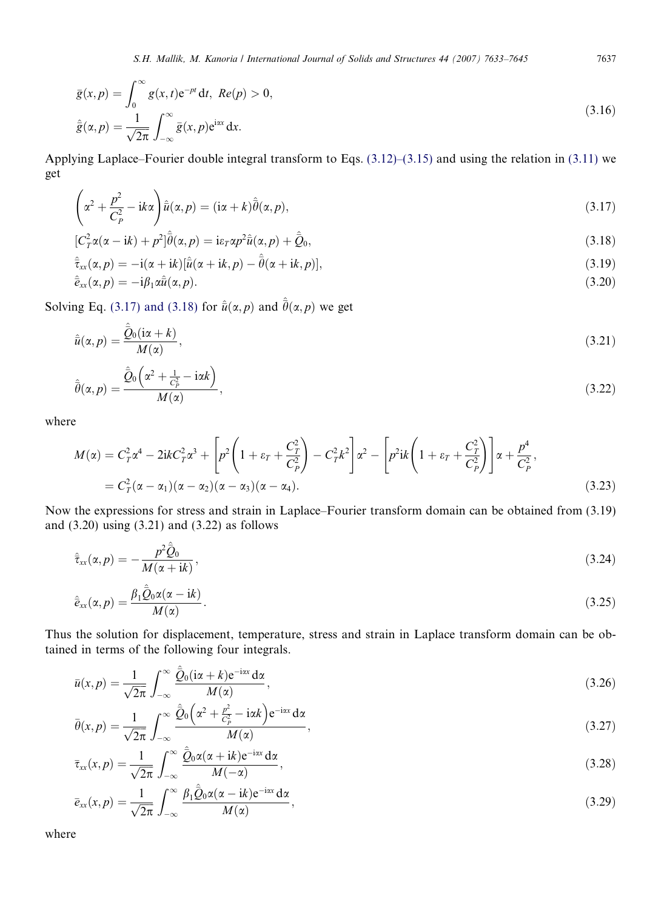$$
\begin{aligned}
\bar{g}(x,p) &= \int_0^\infty g(x,t)\mathrm{e}^{-pt}\,\mathrm{d}t,\ Re(p) > 0, \\
\hat{\bar{g}}(\alpha,p) &= \frac{1}{\sqrt{2\pi}}\int_{-\infty}^{\infty} \bar{g}(x,p)\mathrm{e}^{\mathrm{i}\alpha x}\,\mathrm{d}x.
\end{aligned} \tag{3.16}
$$

Applying Laplace–Fourier double integral transform to Eqs. (3.12)–(3.15) and using the relation in (3.11) we get

$$
\left(\alpha^2 + \frac{p^2}{C_P^2} - \mathrm{i}k\alpha\right)\hat{\bar{u}}(\alpha,p) = (\mathrm{i}\alpha + k)\hat{\bar{\theta}}(\alpha,p), \tag{3.17}
$$

$$
[C_T^2\alpha(\alpha - \mathrm{i}k) + p^2]\hat{\bar{\theta}}(\alpha,p) = \mathrm{i}\varepsilon_T\alpha p^2\hat{\bar{u}}(\alpha,p) + \hat{\bar{Q}}_0, \tag{3.18}
$$

$$
\hat{\bar{\tau}}_{xx}(\alpha,p) = -\mathrm{i}(\alpha + \mathrm{i}k)[\hat{\bar{u}}(\alpha + \mathrm{i}k,p) - \hat{\bar{\theta}}(\alpha + \mathrm{i}k,p)], \tag{3.19}
$$

$$
\hat{\bar{e}}_{xx}(\alpha,p) = -\mathrm{i}\beta_1\alpha\hat{\bar{u}}(\alpha,p). \tag{3.20}
$$

Solving Eq. (3.17) and (3.18) for $\hat{\bar{u}}(\alpha,p)$ and $\hat{\bar{\theta}}(\alpha,p)$ we get

$$
\hat{\bar{u}}(\alpha,p) = \frac{\hat{\bar{Q}}_0(\mathrm{i}\alpha + k)}{M(\alpha)}, \tag{3.21}
$$

$$
\hat{\bar{\theta}}(\alpha,p) = \frac{\hat{\bar{Q}}_0\left(\alpha^2 + \frac{1}{C_P^2} - \mathrm{i}\alpha k\right)}{M(\alpha)}, \tag{3.22}
$$

where

$$
\begin{aligned}
M(\alpha) &= C_T^2\alpha^4 - 2\mathrm{i}kC_T^2\alpha^3 + \left[p^2\left(1 + \varepsilon_T + \frac{C_T^2}{C_P^2}\right) - C_T^2k^2\right]\alpha^2 - \left[p^2\mathrm{i}k\left(1 + \varepsilon_T + \frac{C_T^2}{C_P^2}\right)\right]\alpha + \frac{p^4}{C_P^2}, \\
&= C_T^2(\alpha - \alpha_1)(\alpha - \alpha_2)(\alpha - \alpha_3)(\alpha - \alpha_4).
\end{aligned} \tag{3.23}
$$

Now the expressions for stress and strain in Laplace–Fourier transform domain can be obtained from (3.19) and (3.20) using (3.21) and (3.22) as follows

$$
\hat{\bar{\tau}}_{xx}(\alpha,p) = -\frac{p^2\hat{\bar{Q}}_0}{M(\alpha + \mathrm{i}k)}, \tag{3.24}
$$

$$
\hat{\bar{e}}_{xx}(\alpha,p) = \frac{\beta_1\hat{\bar{Q}}_0\alpha(\alpha - \mathrm{i}k)}{M(\alpha)}. \tag{3.25}
$$

Thus the solution for displacement, temperature, stress and strain in Laplace transform domain can be obtained in terms of the following four integrals.

$$
\bar{u}(x,p) = \frac{1}{\sqrt{2\pi}}\int_{-\infty}^{\infty}\frac{\hat{\bar{Q}}_0(\mathrm{i}\alpha + k)\mathrm{e}^{-\mathrm{i}\alpha x}\,\mathrm{d}\alpha}{M(\alpha)}, \tag{3.26}
$$

$$
\bar{\theta}(x,p) = \frac{1}{\sqrt{2\pi}}\int_{-\infty}^{\infty}\frac{\hat{\bar{Q}}_0\left(\alpha^2 + \frac{p^2}{C_P^2} - \mathrm{i}\alpha k\right)\mathrm{e}^{-\mathrm{i}\alpha x}\,\mathrm{d}\alpha}{M(\alpha)}, \tag{3.27}
$$

$$
\bar{\tau}_{xx}(x,p) = \frac{1}{\sqrt{2\pi}}\int_{-\infty}^{\infty}\frac{\hat{\bar{Q}}_0\alpha(\alpha + \mathrm{i}k)\mathrm{e}^{-\mathrm{i}\alpha x}\,\mathrm{d}\alpha}{M(-\alpha)}, \tag{3.28}
$$

$$
\bar{e}_{xx}(x,p) = \frac{1}{\sqrt{2\pi}}\int_{-\infty}^{\infty}\frac{\beta_1\hat{\bar{Q}}_0\alpha(\alpha - \mathrm{i}k)\mathrm{e}^{-\mathrm{i}\alpha x}\,\mathrm{d}\alpha}{M(\alpha)}, \tag{3.29}
$$

where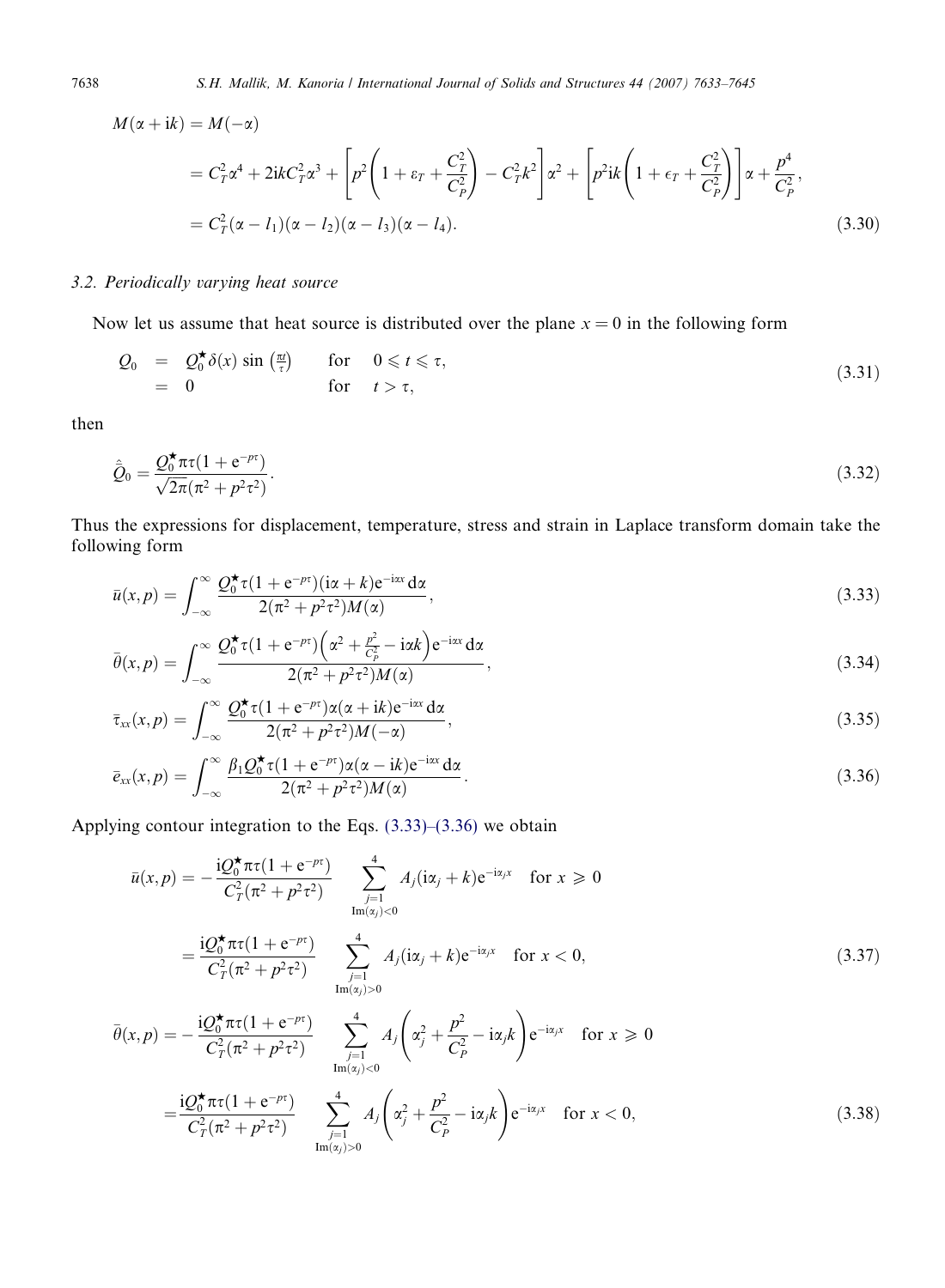$$
\begin{aligned}
M(\alpha + \mathrm{i}k) &= M(-\alpha) \\
&= C_T^2\alpha^4 + 2\mathrm{i}kC_T^2\alpha^3 + \left[p^2\left(1 + \varepsilon_T + \frac{C_T^2}{C_P^2}\right) - C_T^2k^2\right]\alpha^2 + \left[p^2\mathrm{i}k\left(1 + \epsilon_T + \frac{C_T^2}{C_P^2}\right)\right]\alpha + \frac{p^4}{C_P^2}, \\
&= C_T^2(\alpha - l_1)(\alpha - l_2)(\alpha - l_3)(\alpha - l_4).
\end{aligned}
\tag{3.30}
$$

### 3.2. Periodically varying heat source

Now let us assume that heat source is distributed over the plane $x = 0$ in the following form

$$
\begin{aligned}
Q_0 &= Q_0^\star \delta(x) \sin\left(\tfrac{\pi t}{\tau}\right) \qquad \text{for} \quad 0 \leqslant t \leqslant \tau, \\
&= 0 \qquad\qquad\qquad\qquad \text{for} \quad t > \tau,
\end{aligned}
\tag{3.31}
$$

then

$$
\hat{\bar{Q}}_0 = \frac{Q_0^\star \pi\tau(1 + \mathrm{e}^{-p\tau})}{\sqrt{2\pi}(\pi^2 + p^2\tau^2)}. \tag{3.32}
$$

Thus the expressions for displacement, temperature, stress and strain in Laplace transform domain take the following form

$$
\bar{u}(x, p) = \int_{-\infty}^{\infty} \frac{Q_0^\star \tau(1 + \mathrm{e}^{-p\tau})(\mathrm{i}\alpha + k)\mathrm{e}^{-\mathrm{i}\alpha x}\,\mathrm{d}\alpha}{2(\pi^2 + p^2\tau^2)M(\alpha)}, \tag{3.33}
$$

$$
\bar{\theta}(x, p) = \int_{-\infty}^{\infty} \frac{Q_0^\star \tau(1 + \mathrm{e}^{-p\tau})\left(\alpha^2 + \frac{p^2}{C_P^2} - \mathrm{i}\alpha k\right)\mathrm{e}^{-\mathrm{i}\alpha x}\,\mathrm{d}\alpha}{2(\pi^2 + p^2\tau^2)M(\alpha)}, \tag{3.34}
$$

$$
\bar{\tau}_{xx}(x, p) = \int_{-\infty}^{\infty} \frac{Q_0^\star \tau(1 + \mathrm{e}^{-p\tau})\alpha(\alpha + \mathrm{i}k)\mathrm{e}^{-\mathrm{i}\alpha x}\,\mathrm{d}\alpha}{2(\pi^2 + p^2\tau^2)M(-\alpha)}, \tag{3.35}
$$

$$
\bar{e}_{xx}(x, p) = \int_{-\infty}^{\infty} \frac{\beta_1 Q_0^\star \tau(1 + \mathrm{e}^{-p\tau})\alpha(\alpha - \mathrm{i}k)\mathrm{e}^{-\mathrm{i}\alpha x}\,\mathrm{d}\alpha}{2(\pi^2 + p^2\tau^2)M(\alpha)}. \tag{3.36}
$$

Applying contour integration to the Eqs. (3.33)–(3.36) we obtain

$$
\begin{aligned}
\bar{u}(x, p) &= -\frac{\mathrm{i}Q_0^\star \pi\tau(1 + \mathrm{e}^{-p\tau})}{C_T^2(\pi^2 + p^2\tau^2)} \sum_{\substack{j=1 \\ \mathrm{Im}(\alpha_j) < 0}}^{4} A_j(\mathrm{i}\alpha_j + k)\mathrm{e}^{-\mathrm{i}\alpha_j x} \quad \text{for } x \geqslant 0 \\
&= \frac{\mathrm{i}Q_0^\star \pi\tau(1 + \mathrm{e}^{-p\tau})}{C_T^2(\pi^2 + p^2\tau^2)} \sum_{\substack{j=1 \\ \mathrm{Im}(\alpha_j) > 0}}^{4} A_j(\mathrm{i}\alpha_j + k)\mathrm{e}^{-\mathrm{i}\alpha_j x} \quad \text{for } x < 0,
\end{aligned}
\tag{3.37}
$$

$$
\begin{aligned}
\bar{\theta}(x, p) &= -\frac{\mathrm{i}Q_0^\star \pi\tau(1 + \mathrm{e}^{-p\tau})}{C_T^2(\pi^2 + p^2\tau^2)} \sum_{\substack{j=1 \\ \mathrm{Im}(\alpha_j) < 0}}^{4} A_j\left(\alpha_j^2 + \frac{p^2}{C_P^2} - \mathrm{i}\alpha_j k\right)\mathrm{e}^{-\mathrm{i}\alpha_j x} \quad \text{for } x \geqslant 0 \\
&= \frac{\mathrm{i}Q_0^\star \pi\tau(1 + \mathrm{e}^{-p\tau})}{C_T^2(\pi^2 + p^2\tau^2)} \sum_{\substack{j=1 \\ \mathrm{Im}(\alpha_j) > 0}}^{4} A_j\left(\alpha_j^2 + \frac{p^2}{C_P^2} - \mathrm{i}\alpha_j k\right)\mathrm{e}^{-\mathrm{i}\alpha_j x} \quad \text{for } x < 0,
\end{aligned}
\tag{3.38}
$$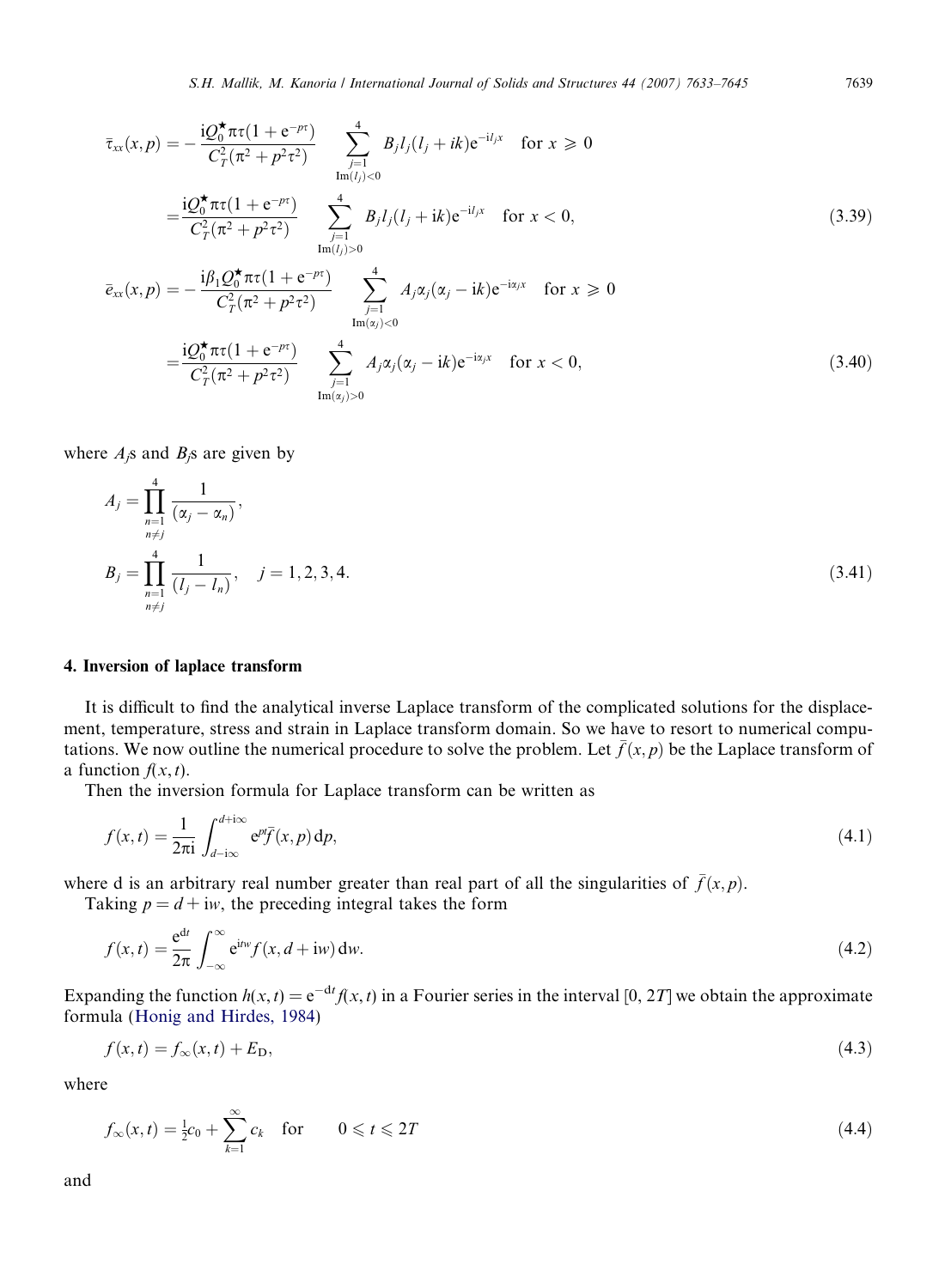$$\bar{\tau}_{xx}(x,p) = -\frac{\mathrm{i}Q_0^{\star}\pi\tau(1+\mathrm{e}^{-p\tau})}{C_T^2(\pi^2+p^2\tau^2)} \sum_{\substack{j=1\\ \mathrm{Im}(l_j)<0}}^{4} B_j l_j(l_j+ik)\mathrm{e}^{-\mathrm{i}l_j x} \quad \text{for } x \geqslant 0$$

$$= \frac{\mathrm{i}Q_0^{\star}\pi\tau(1+\mathrm{e}^{-p\tau})}{C_T^2(\pi^2+p^2\tau^2)} \sum_{\substack{j=1\\ \mathrm{Im}(l_j)>0}}^{4} B_j l_j(l_j+\mathrm{i}k)\mathrm{e}^{-\mathrm{i}l_j x} \quad \text{for } x < 0, \tag{3.39}$$

$$\bar{e}_{xx}(x,p) = -\frac{\mathrm{i}\beta_1 Q_0^{\star}\pi\tau(1+\mathrm{e}^{-p\tau})}{C_T^2(\pi^2+p^2\tau^2)} \sum_{\substack{j=1\\ \mathrm{Im}(\alpha_j)<0}}^{4} A_j\alpha_j(\alpha_j-\mathrm{i}k)\mathrm{e}^{-\mathrm{i}\alpha_j x} \quad \text{for } x \geqslant 0$$

$$= \frac{\mathrm{i}Q_0^{\star}\pi\tau(1+\mathrm{e}^{-p\tau})}{C_T^2(\pi^2+p^2\tau^2)} \sum_{\substack{j=1\\ \mathrm{Im}(\alpha_j)>0}}^{4} A_j\alpha_j(\alpha_j-\mathrm{i}k)\mathrm{e}^{-\mathrm{i}\alpha_j x} \quad \text{for } x < 0, \tag{3.40}$$

where $A_j$s and $B_j$s are given by

$$A_j = \prod_{\substack{n=1\\ n\neq j}}^{4} \frac{1}{(\alpha_j - \alpha_n)},$$

$$B_j = \prod_{\substack{n=1\\ n\neq j}}^{4} \frac{1}{(l_j - l_n)}, \quad j = 1,2,3,4. \tag{3.41}$$

## 4. Inversion of laplace transform

It is difficult to find the analytical inverse Laplace transform of the complicated solutions for the displacement, temperature, stress and strain in Laplace transform domain. So we have to resort to numerical computations. We now outline the numerical procedure to solve the problem. Let $\bar{f}(x,p)$ be the Laplace transform of a function $f(x,t)$.

Then the inversion formula for Laplace transform can be written as

$$f(x,t) = \frac{1}{2\pi \mathrm{i}} \int_{d-\mathrm{i}\infty}^{d+\mathrm{i}\infty} \mathrm{e}^{pt}\bar{f}(x,p)\,\mathrm{d}p, \tag{4.1}$$

where d is an arbitrary real number greater than real part of all the singularities of $\bar{f}(x,p)$.

Taking $p = d + \mathrm{i}w$, the preceding integral takes the form

$$f(x,t) = \frac{\mathrm{e}^{dt}}{2\pi} \int_{-\infty}^{\infty} \mathrm{e}^{\mathrm{i}tw} f(x, d+\mathrm{i}w)\,\mathrm{d}w. \tag{4.2}$$

Expanding the function $h(x,t) = \mathrm{e}^{-dt}f(x,t)$ in a Fourier series in the interval $[0, 2T]$ we obtain the approximate formula (Honig and Hirdes, 1984)

$$f(x,t) = f_{\infty}(x,t) + E_{\mathrm{D}}, \tag{4.3}$$

where

$$f_{\infty}(x,t) = \tfrac{1}{2}c_0 + \sum_{k=1}^{\infty} c_k \quad \text{for} \qquad 0 \leqslant t \leqslant 2T \tag{4.4}$$

and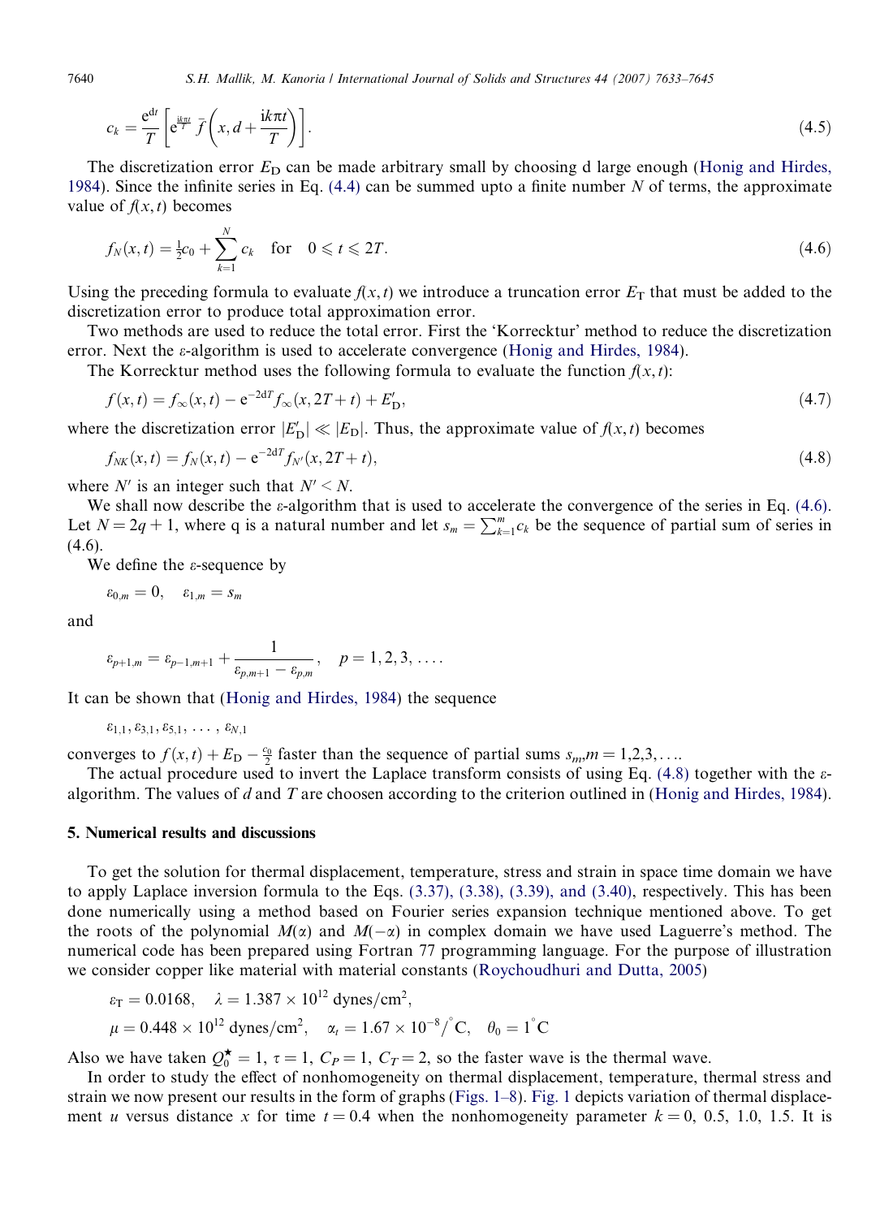$$c_k = \frac{e^{dt}}{T}\left[e^{\frac{ik\pi t}{T}}\,\bar{f}\left(x, d + \frac{ik\pi t}{T}\right)\right]. \tag{4.5}$$

The discretization error $E_D$ can be made arbitrary small by choosing d large enough (Honig and Hirdes, 1984). Since the infinite series in Eq. (4.4) can be summed upto a finite number $N$ of terms, the approximate value of $f(x,t)$ becomes

$$f_N(x,t) = \tfrac{1}{2}c_0 + \sum_{k=1}^{N} c_k \quad \text{for} \quad 0 \leqslant t \leqslant 2T. \tag{4.6}$$

Using the preceding formula to evaluate $f(x,t)$ we introduce a truncation error $E_T$ that must be added to the discretization error to produce total approximation error.

Two methods are used to reduce the total error. First the 'Korrecktur' method to reduce the discretization error. Next the $\varepsilon$-algorithm is used to accelerate convergence (Honig and Hirdes, 1984).

The Korrecktur method uses the following formula to evaluate the function $f(x,t)$:

$$f(x,t) = f_\infty(x,t) - e^{-2dT} f_\infty(x, 2T+t) + E'_D, \tag{4.7}$$

where the discretization error $|E'_D| \ll |E_D|$. Thus, the approximate value of $f(x,t)$ becomes

$$f_{NK}(x,t) = f_N(x,t) - e^{-2dT} f_{N'}(x, 2T+t), \tag{4.8}$$

where $N'$ is an integer such that $N' < N$.

We shall now describe the $\varepsilon$-algorithm that is used to accelerate the convergence of the series in Eq. (4.6). Let $N = 2q+1$, where q is a natural number and let $s_m = \sum_{k=1}^{m} c_k$ be the sequence of partial sum of series in (4.6).

We define the $\varepsilon$-sequence by

$$\varepsilon_{0,m} = 0, \quad \varepsilon_{1,m} = s_m$$

and

$$\varepsilon_{p+1,m} = \varepsilon_{p-1,m+1} + \frac{1}{\varepsilon_{p,m+1} - \varepsilon_{p,m}}, \quad p = 1,2,3,\ldots.$$

It can be shown that (Honig and Hirdes, 1984) the sequence

$$\varepsilon_{1,1}, \varepsilon_{3,1}, \varepsilon_{5,1}, \ldots, \varepsilon_{N,1}$$

converges to $f(x,t) + E_D - \frac{c_0}{2}$ faster than the sequence of partial sums $s_m, m = 1,2,3,\ldots$.

The actual procedure used to invert the Laplace transform consists of using Eq. (4.8) together with the $\varepsilon$-algorithm. The values of $d$ and $T$ are choosen according to the criterion outlined in (Honig and Hirdes, 1984).

## 5. Numerical results and discussions

To get the solution for thermal displacement, temperature, stress and strain in space time domain we have to apply Laplace inversion formula to the Eqs. (3.37), (3.38), (3.39), and (3.40), respectively. This has been done numerically using a method based on Fourier series expansion technique mentioned above. To get the roots of the polynomial $M(\alpha)$ and $M(-\alpha)$ in complex domain we have used Laguerre's method. The numerical code has been prepared using Fortran 77 programming language. For the purpose of illustration we consider copper like material with material constants (Roychoudhuri and Dutta, 2005)

$$\varepsilon_T = 0.0168, \quad \lambda = 1.387 \times 10^{12}\ \text{dynes/cm}^2,$$
$$\mu = 0.448 \times 10^{12}\ \text{dynes/cm}^2, \quad \alpha_t = 1.67 \times 10^{-8}/^\circ\text{C}, \quad \theta_0 = 1^\circ\text{C}$$

Also we have taken $Q_0^\star = 1$, $\tau = 1$, $C_P = 1$, $C_T = 2$, so the faster wave is the thermal wave.

In order to study the effect of nonhomogeneity on thermal displacement, temperature, thermal stress and strain we now present our results in the form of graphs (Figs. 1–8). Fig. 1 depicts variation of thermal displacement $u$ versus distance $x$ for time $t = 0.4$ when the nonhomogeneity parameter $k = 0$, 0.5, 1.0, 1.5. It is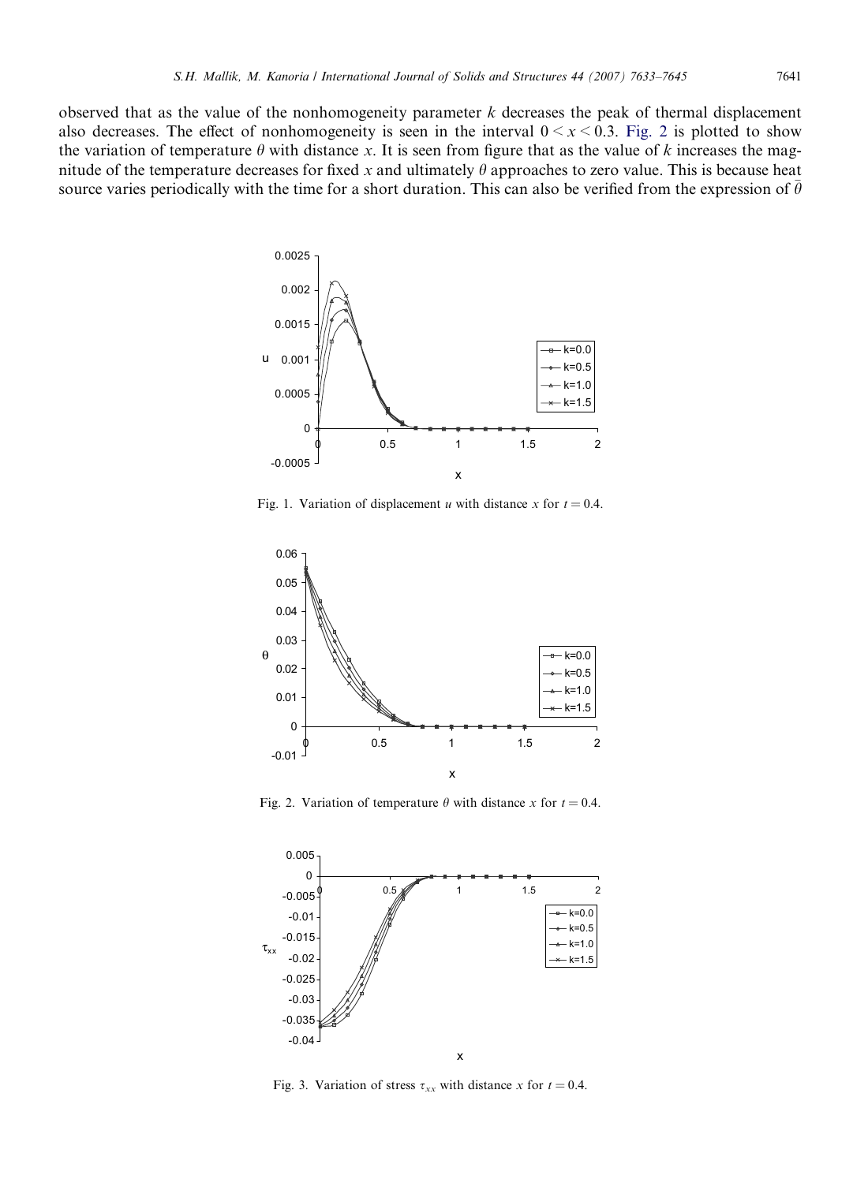observed that as the value of the nonhomogeneity parameter $k$ decreases the peak of thermal displacement also decreases. The effect of nonhomogeneity is seen in the interval $0 < x < 0.3$. Fig. 2 is plotted to show the variation of temperature $\theta$ with distance $x$. It is seen from figure that as the value of $k$ increases the magnitude of the temperature decreases for fixed $x$ and ultimately $\theta$ approaches to zero value. This is because heat source varies periodically with the time for a short duration. This can also be verified from the expression of $\bar{\theta}$

Fig. 1. Variation of displacement $u$ with distance $x$ for $t = 0.4$.

Fig. 2. Variation of temperature $\theta$ with distance $x$ for $t = 0.4$.

Fig. 3. Variation of stress $\tau_{xx}$ with distance $x$ for $t = 0.4$.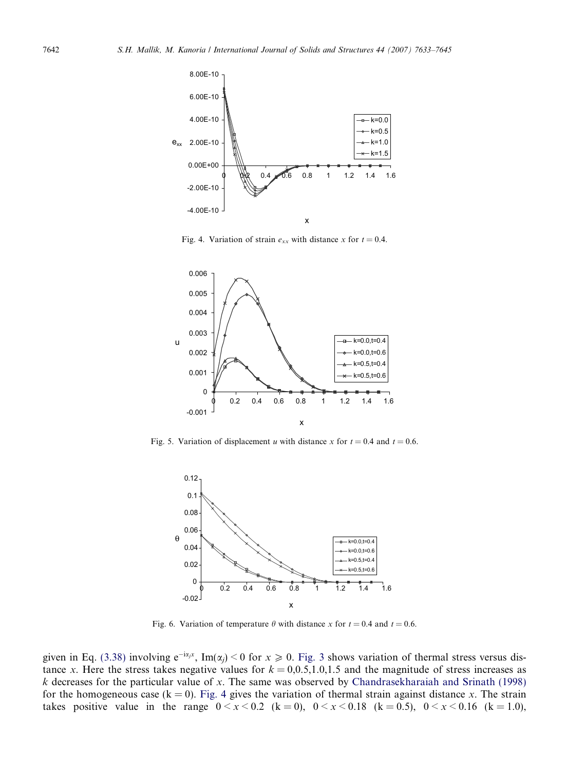Fig. 4. Variation of strain $e_{xx}$ with distance $x$ for $t = 0.4$.

Fig. 5. Variation of displacement $u$ with distance $x$ for $t = 0.4$ and $t = 0.6$.

Fig. 6. Variation of temperature $\theta$ with distance $x$ for $t = 0.4$ and $t = 0.6$.

given in Eq. (3.38) involving $e^{-i\alpha_j x}$, $\mathrm{Im}(\alpha_j) < 0$ for $x \geqslant 0$. Fig. 3 shows variation of thermal stress versus distance $x$. Here the stress takes negative values for $k = 0$,0.5,1.0,1.5 and the magnitude of stress increases as $k$ decreases for the particular value of $x$. The same was observed by Chandrasekharaiah and Srinath (1998) for the homogeneous case ($k = 0$). Fig. 4 gives the variation of thermal strain against distance $x$. The strain takes positive value in the range $0 < x < 0.2$ ($k = 0$), $0 < x < 0.18$ ($k = 0.5$), $0 < x < 0.16$ ($k = 1.0$),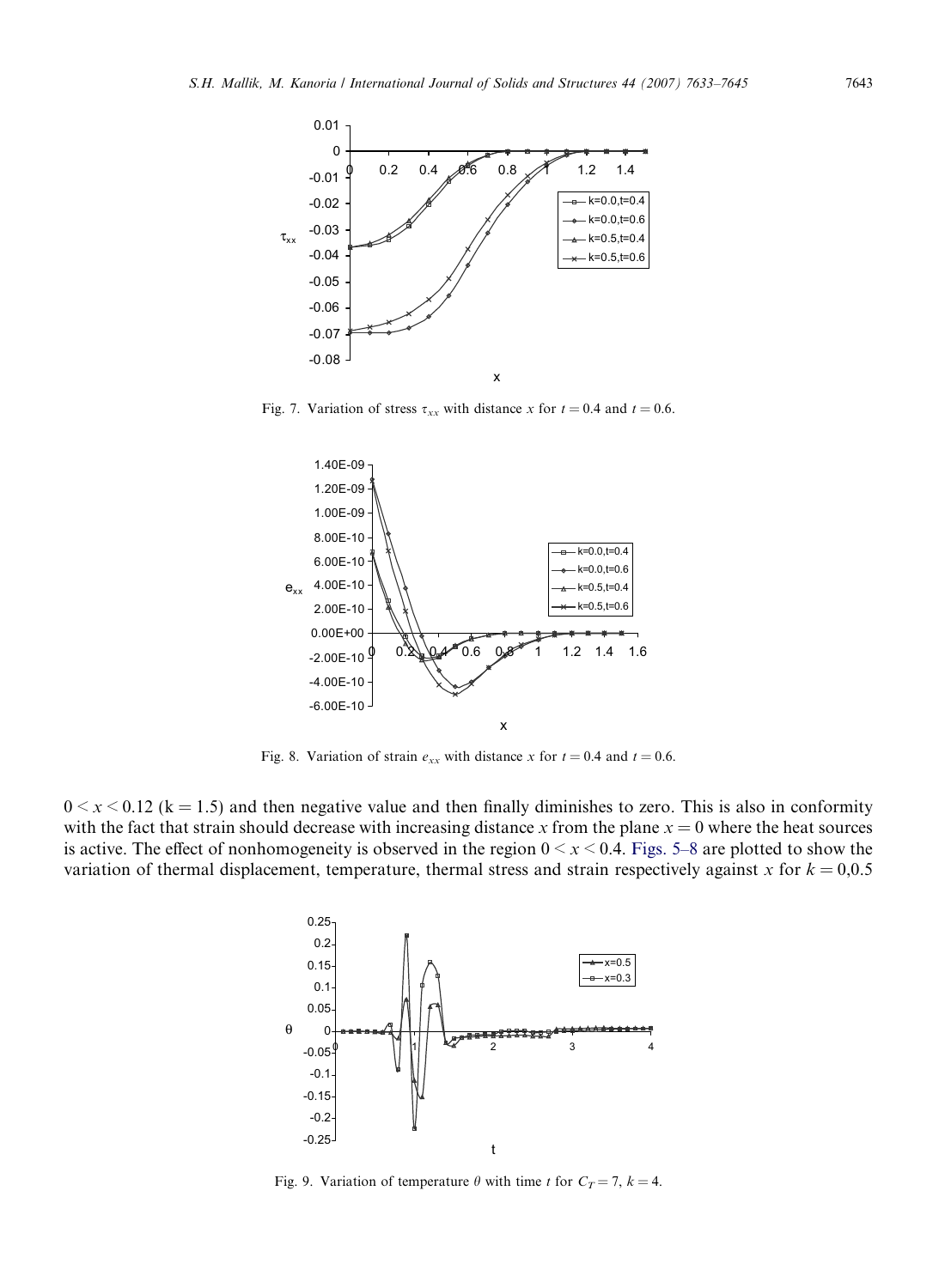Fig. 7. Variation of stress $\tau_{xx}$ with distance $x$ for $t = 0.4$ and $t = 0.6$.

Fig. 8. Variation of strain $e_{xx}$ with distance $x$ for $t = 0.4$ and $t = 0.6$.

$0 < x < 0.12$ (k = 1.5) and then negative value and then finally diminishes to zero. This is also in conformity with the fact that strain should decrease with increasing distance $x$ from the plane $x = 0$ where the heat sources is active. The effect of nonhomogeneity is observed in the region $0 < x < 0.4$. Figs. 5–8 are plotted to show the variation of thermal displacement, temperature, thermal stress and strain respectively against $x$ for $k = 0,0.5$

Fig. 9. Variation of temperature $\theta$ with time $t$ for $C_T = 7$, $k = 4$.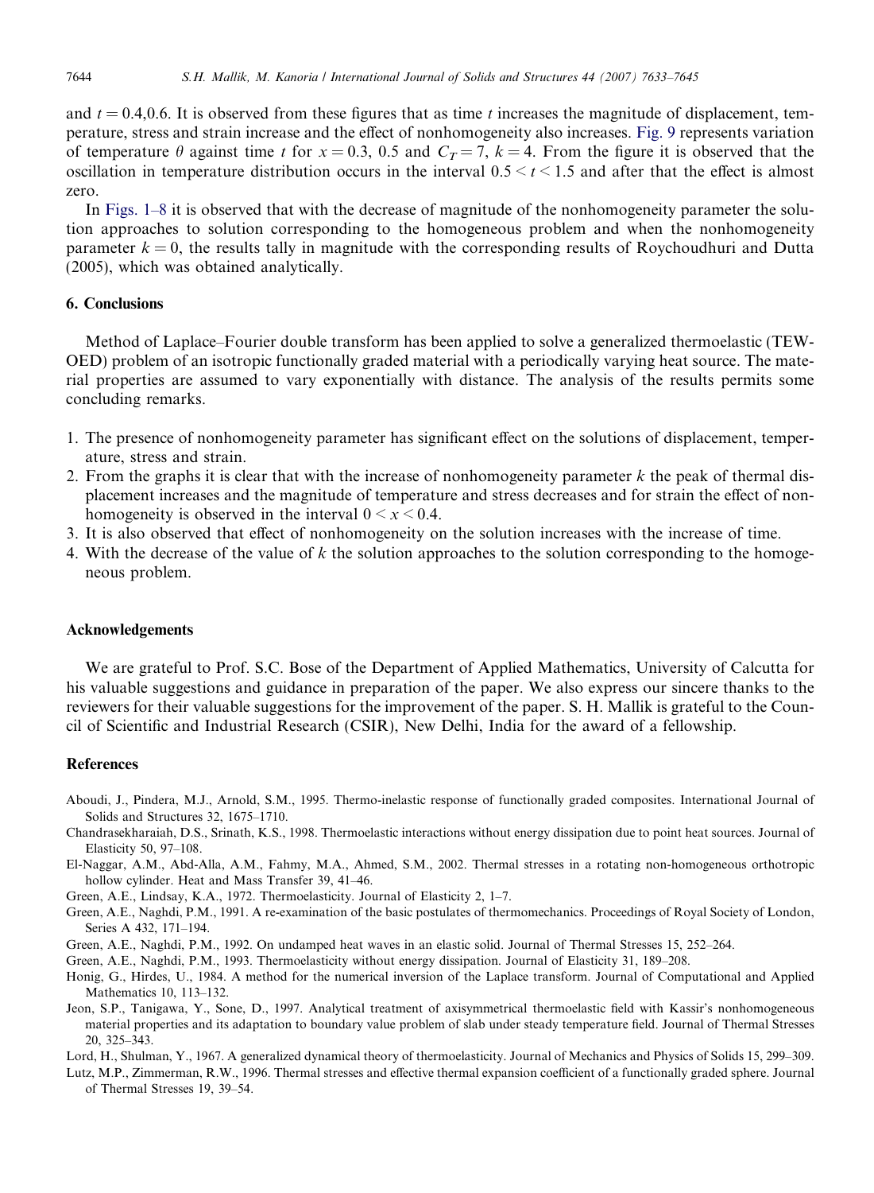and $t = 0.4, 0.6$. It is observed from these figures that as time $t$ increases the magnitude of displacement, temperature, stress and strain increase and the effect of nonhomogeneity also increases. Fig. 9 represents variation of temperature $\theta$ against time $t$ for $x = 0.3$, 0.5 and $C_T = 7$, $k = 4$. From the figure it is observed that the oscillation in temperature distribution occurs in the interval $0.5 < t < 1.5$ and after that the effect is almost zero.

In Figs. 1–8 it is observed that with the decrease of magnitude of the nonhomogeneity parameter the solution approaches to solution corresponding to the homogeneous problem and when the nonhomogeneity parameter $k = 0$, the results tally in magnitude with the corresponding results of Roychoudhuri and Dutta (2005), which was obtained analytically.

## 6. Conclusions

Method of Laplace–Fourier double transform has been applied to solve a generalized thermoelastic (TEWOED) problem of an isotropic functionally graded material with a periodically varying heat source. The material properties are assumed to vary exponentially with distance. The analysis of the results permits some concluding remarks.

1. The presence of nonhomogeneity parameter has significant effect on the solutions of displacement, temperature, stress and strain.
2. From the graphs it is clear that with the increase of nonhomogeneity parameter $k$ the peak of thermal displacement increases and the magnitude of temperature and stress decreases and for strain the effect of nonhomogeneity is observed in the interval $0 < x < 0.4$.
3. It is also observed that effect of nonhomogeneity on the solution increases with the increase of time.
4. With the decrease of the value of $k$ the solution approaches to the solution corresponding to the homogeneous problem.

## Acknowledgements

We are grateful to Prof. S.C. Bose of the Department of Applied Mathematics, University of Calcutta for his valuable suggestions and guidance in preparation of the paper. We also express our sincere thanks to the reviewers for their valuable suggestions for the improvement of the paper. S. H. Mallik is grateful to the Council of Scientific and Industrial Research (CSIR), New Delhi, India for the award of a fellowship.

## References

Aboudi, J., Pindera, M.J., Arnold, S.M., 1995. Thermo-inelastic response of functionally graded composites. International Journal of Solids and Structures 32, 1675–1710.

Chandrasekharaiah, D.S., Srinath, K.S., 1998. Thermoelastic interactions without energy dissipation due to point heat sources. Journal of Elasticity 50, 97–108.

El-Naggar, A.M., Abd-Alla, A.M., Fahmy, M.A., Ahmed, S.M., 2002. Thermal stresses in a rotating non-homogeneous orthotropic hollow cylinder. Heat and Mass Transfer 39, 41–46.

Green, A.E., Lindsay, K.A., 1972. Thermoelasticity. Journal of Elasticity 2, 1–7.

Green, A.E., Naghdi, P.M., 1991. A re-examination of the basic postulates of thermomechanics. Proceedings of Royal Society of London, Series A 432, 171–194.

Green, A.E., Naghdi, P.M., 1992. On undamped heat waves in an elastic solid. Journal of Thermal Stresses 15, 252–264.

Green, A.E., Naghdi, P.M., 1993. Thermoelasticity without energy dissipation. Journal of Elasticity 31, 189–208.

Honig, G., Hirdes, U., 1984. A method for the numerical inversion of the Laplace transform. Journal of Computational and Applied Mathematics 10, 113–132.

Jeon, S.P., Tanigawa, Y., Sone, D., 1997. Analytical treatment of axisymmetrical thermoelastic field with Kassir's nonhomogeneous material properties and its adaptation to boundary value problem of slab under steady temperature field. Journal of Thermal Stresses 20, 325–343.

Lord, H., Shulman, Y., 1967. A generalized dynamical theory of thermoelasticity. Journal of Mechanics and Physics of Solids 15, 299–309.

Lutz, M.P., Zimmerman, R.W., 1996. Thermal stresses and effective thermal expansion coefficient of a functionally graded sphere. Journal of Thermal Stresses 19, 39–54.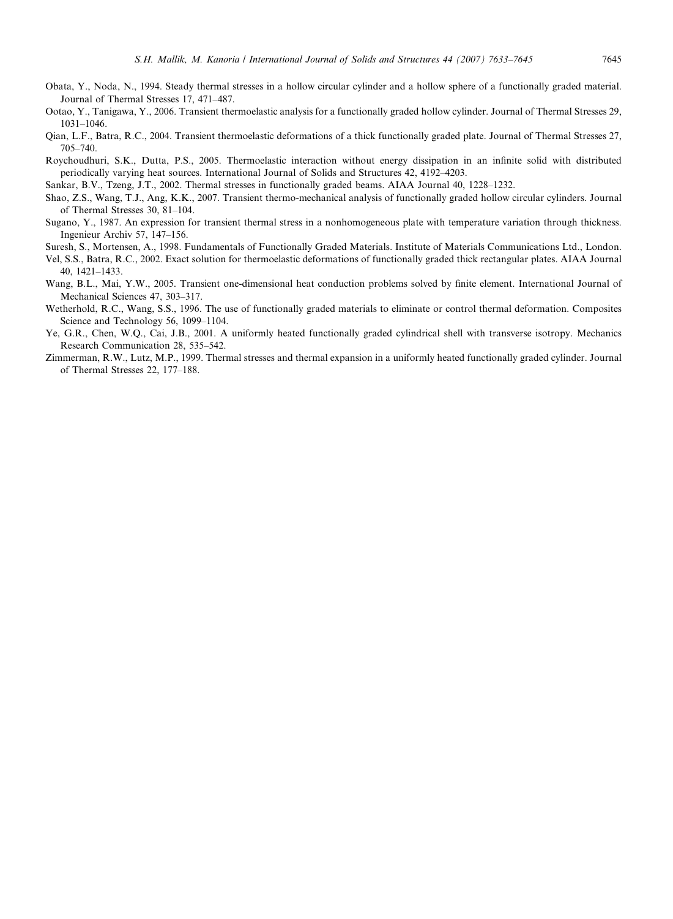Obata, Y., Noda, N., 1994. Steady thermal stresses in a hollow circular cylinder and a hollow sphere of a functionally graded material. Journal of Thermal Stresses 17, 471–487.

Ootao, Y., Tanigawa, Y., 2006. Transient thermoelastic analysis for a functionally graded hollow cylinder. Journal of Thermal Stresses 29, 1031–1046.

Qian, L.F., Batra, R.C., 2004. Transient thermoelastic deformations of a thick functionally graded plate. Journal of Thermal Stresses 27, 705–740.

Roychoudhuri, S.K., Dutta, P.S., 2005. Thermoelastic interaction without energy dissipation in an infinite solid with distributed periodically varying heat sources. International Journal of Solids and Structures 42, 4192–4203.

Sankar, B.V., Tzeng, J.T., 2002. Thermal stresses in functionally graded beams. AIAA Journal 40, 1228–1232.

Shao, Z.S., Wang, T.J., Ang, K.K., 2007. Transient thermo-mechanical analysis of functionally graded hollow circular cylinders. Journal of Thermal Stresses 30, 81–104.

Sugano, Y., 1987. An expression for transient thermal stress in a nonhomogeneous plate with temperature variation through thickness. Ingenieur Archiv 57, 147–156.

Suresh, S., Mortensen, A., 1998. Fundamentals of Functionally Graded Materials. Institute of Materials Communications Ltd., London.

Vel, S.S., Batra, R.C., 2002. Exact solution for thermoelastic deformations of functionally graded thick rectangular plates. AIAA Journal 40, 1421–1433.

Wang, B.L., Mai, Y.W., 2005. Transient one-dimensional heat conduction problems solved by finite element. International Journal of Mechanical Sciences 47, 303–317.

Wetherhold, R.C., Wang, S.S., 1996. The use of functionally graded materials to eliminate or control thermal deformation. Composites Science and Technology 56, 1099–1104.

Ye, G.R., Chen, W.Q., Cai, J.B., 2001. A uniformly heated functionally graded cylindrical shell with transverse isotropy. Mechanics Research Communication 28, 535–542.

Zimmerman, R.W., Lutz, M.P., 1999. Thermal stresses and thermal expansion in a uniformly heated functionally graded cylinder. Journal of Thermal Stresses 22, 177–188.